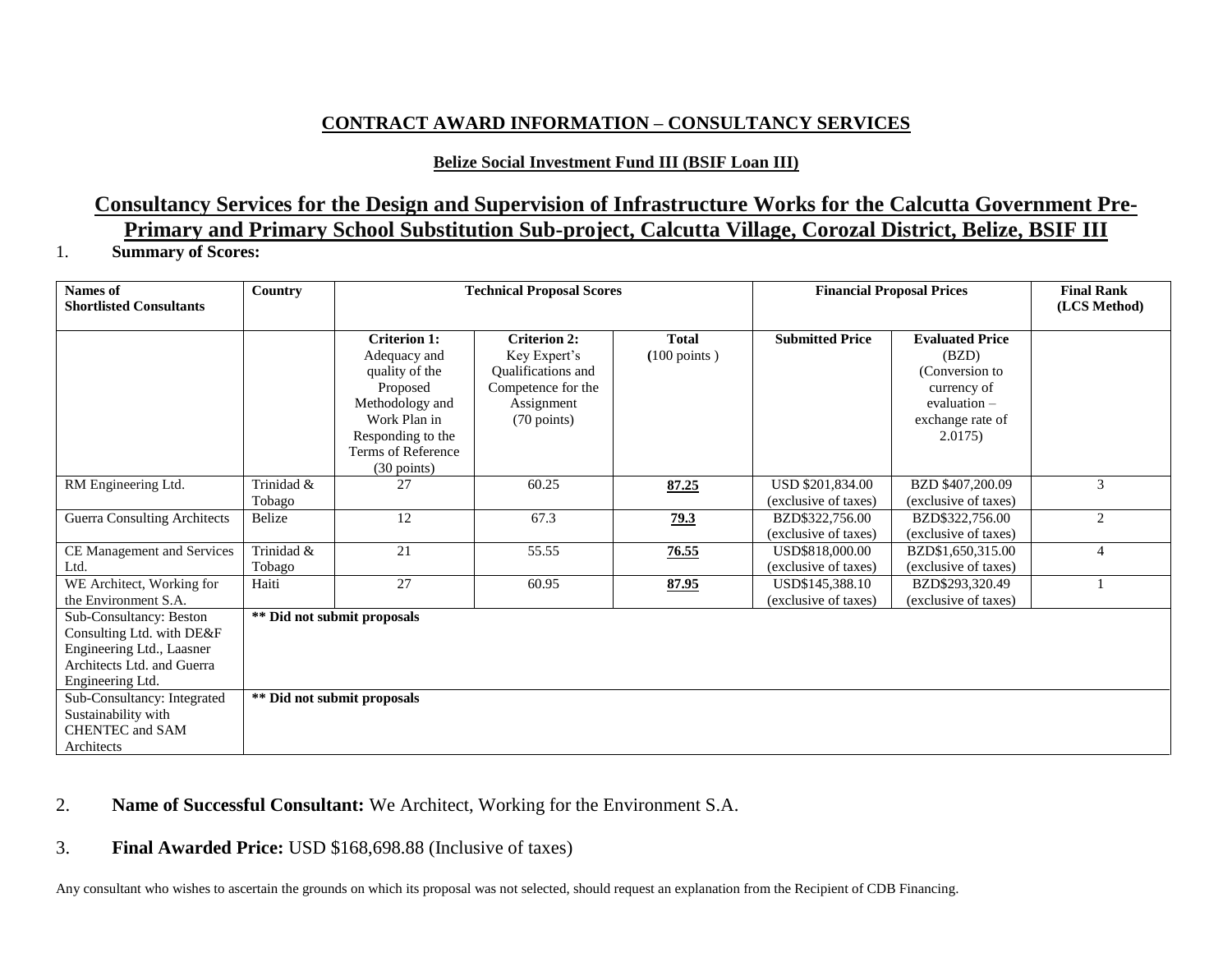# CONTRACT AWARD INFORMATION – CONSULTANCY SERVICES

## Belize Social Investment Fund III (BSIF Loan III)

## Consultancy Services for the Design and Supervision of Infrastructure Works for the Calcutta Government Pre-Primary and Primary School Substitution Sub-project, Calcutta Village, Corozal District, Belize, BSIF III

1. **Summary of Scores:**

| Names of Shortlisted Consultants | Country | Technical Proposal Scores | | | Financial Proposal Prices | | Final Rank (LCS Method) |
|---|---|---|---|---|---|---|---|
| | | **Criterion 1:** Adequacy and quality of the Proposed Methodology and Work Plan in Responding to the Terms of Reference (30 points) | **Criterion 2:** Key Expert's Qualifications and Competence for the Assignment (70 points) | **Total (100 points )** | **Submitted Price** | **Evaluated Price** (BZD) (Conversion to currency of evaluation – exchange rate of 2.0175) | |
| RM Engineering Ltd. | Trinidad & Tobago | 27 | 60.25 | **87.25** | USD $201,834.00 (exclusive of taxes) | BZD $407,200.09 (exclusive of taxes) | 3 |
| Guerra Consulting Architects | Belize | 12 | 67.3 | **79.3** | BZD$322,756.00 (exclusive of taxes) | BZD$322,756.00 (exclusive of taxes) | 2 |
| CE Management and Services Ltd. | Trinidad & Tobago | 21 | 55.55 | **76.55** | USD$818,000.00 (exclusive of taxes) | BZD$1,650,315.00 (exclusive of taxes) | 4 |
| WE Architect, Working for the Environment S.A. | Haiti | 27 | 60.95 | **87.95** | USD$145,388.10 (exclusive of taxes) | BZD$293,320.49 (exclusive of taxes) | 1 |
| Sub-Consultancy: Beston Consulting Ltd. with DE&F Engineering Ltd., Laasner Architects Ltd. and Guerra Engineering Ltd. | **** Did not submit proposals** | | | | | | |
| Sub-Consultancy: Integrated Sustainability with CHENTEC and SAM Architects | **** Did not submit proposals** | | | | | | |

2. **Name of Successful Consultant:** We Architect, Working for the Environment S.A.

3. **Final Awarded Price:** USD $168,698.88 (Inclusive of taxes)

Any consultant who wishes to ascertain the grounds on which its proposal was not selected, should request an explanation from the Recipient of CDB Financing.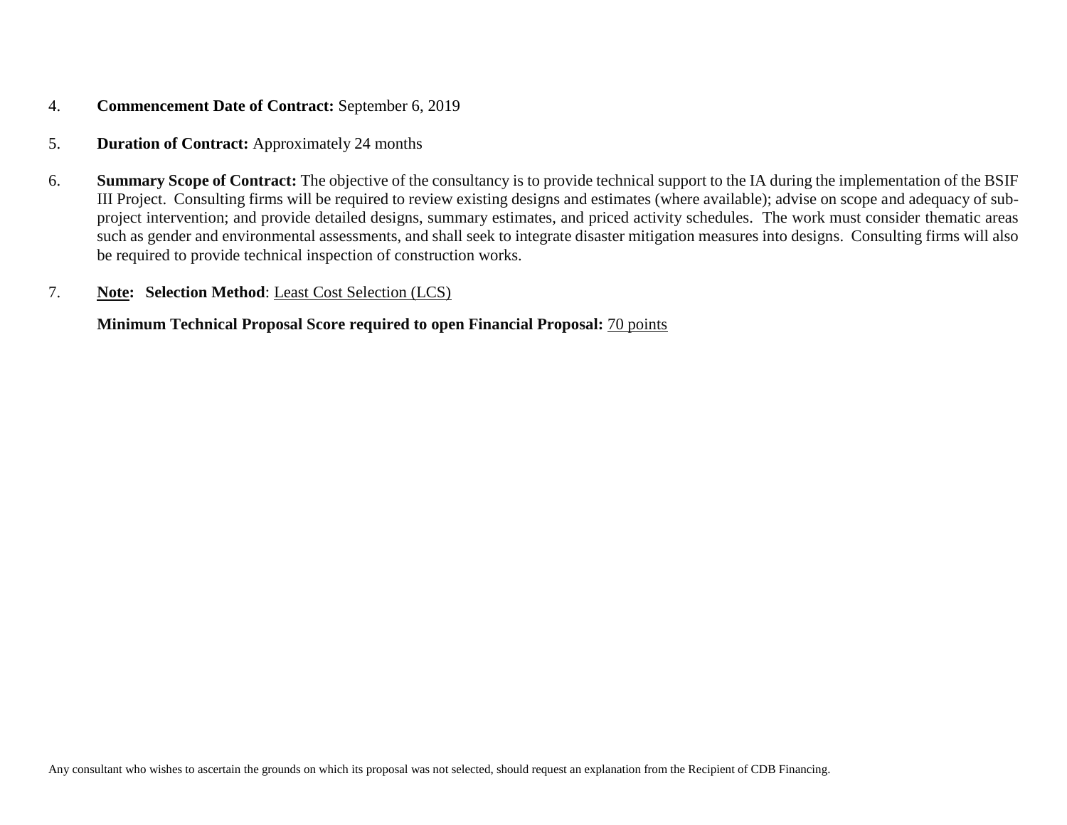4. **Commencement Date of Contract:** September 6, 2019

5. **Duration of Contract:** Approximately 24 months

6. **Summary Scope of Contract:** The objective of the consultancy is to provide technical support to the IA during the implementation of the BSIF III Project. Consulting firms will be required to review existing designs and estimates (where available); advise on scope and adequacy of sub-project intervention; and provide detailed designs, summary estimates, and priced activity schedules. The work must consider thematic areas such as gender and environmental assessments, and shall seek to integrate disaster mitigation measures into designs. Consulting firms will also be required to provide technical inspection of construction works.

7. **Note: Selection Method**: Least Cost Selection (LCS)

   **Minimum Technical Proposal Score required to open Financial Proposal:** 70 points

Any consultant who wishes to ascertain the grounds on which its proposal was not selected, should request an explanation from the Recipient of CDB Financing.